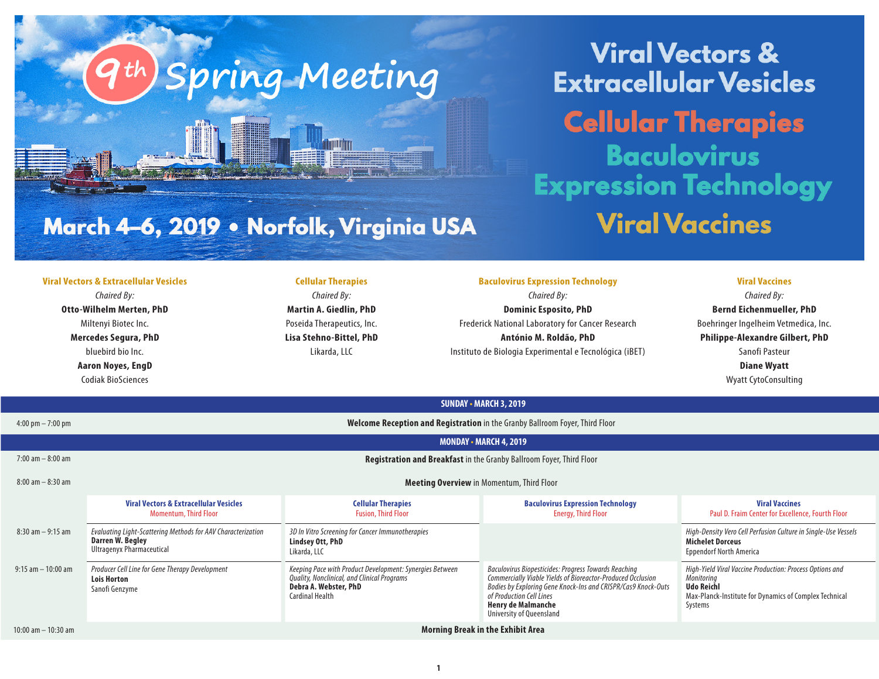# 9th Spring Meeting

## Viral Vectors & Extracellular Vesicles
## Cellular Therapies
## Baculovirus Expression Technology
## Viral Vaccines

**March 4–6, 2019 • Norfolk, Virginia USA**

### Viral Vectors & Extracellular Vesicles

*Chaired By:*

**Otto-Wilhelm Merten, PhD**
Miltenyi Biotec Inc.

**Mercedes Segura, PhD**
bluebird bio Inc.

**Aaron Noyes, EngD**
Codiak BioSciences

### Cellular Therapies

*Chaired By:*

**Martin A. Giedlin, PhD**
Poseida Therapeutics, Inc.

**Lisa Stehno-Bittel, PhD**
Likarda, LLC

### Baculovirus Expression Technology

*Chaired By:*

**Dominic Esposito, PhD**
Frederick National Laboratory for Cancer Research

**António M. Roldão, PhD**
Instituto de Biologia Experimental e Tecnológica (iBET)

### Viral Vaccines

*Chaired By:*

**Bernd Eichenmueller, PhD**
Boehringer Ingelheim Vetmedica, Inc.

**Philippe-Alexandre Gilbert, PhD**
Sanofi Pasteur

**Diane Wyatt**
Wyatt CytoConsulting

## SUNDAY • MARCH 3, 2019

| Time | |
|---|---|
| 4:00 pm – 7:00 pm | **Welcome Reception and Registration** in the Granby Ballroom Foyer, Third Floor |

## MONDAY • MARCH 4, 2019

| Time | |
|---|---|
| 7:00 am – 8:00 am | **Registration and Breakfast** in the Granby Ballroom Foyer, Third Floor |
| 8:00 am – 8:30 am | **Meeting Overview** in Momentum, Third Floor |

| Time | Viral Vectors & Extracellular Vesicles<br>Momentum, Third Floor | Cellular Therapies<br>Fusion, Third Floor | Baculovirus Expression Technology<br>Energy, Third Floor | Viral Vaccines<br>Paul D. Fraim Center for Excellence, Fourth Floor |
|---|---|---|---|---|
| 8:30 am – 9:15 am | *Evaluating Light-Scattering Methods for AAV Characterization*<br>**Darren W. Begley**<br>Ultragenyx Pharmaceutical | *3D In Vitro Screening for Cancer Immunotherapies*<br>**Lindsey Ott, PhD**<br>Likarda, LLC | | *High-Density Vero Cell Perfusion Culture in Single-Use Vessels*<br>**Michelet Dorceus**<br>Eppendorf North America |
| 9:15 am – 10:00 am | *Producer Cell Line for Gene Therapy Development*<br>**Lois Horton**<br>Sanofi Genzyme | *Keeping Pace with Product Development: Synergies Between Quality, Nonclinical, and Clinical Programs*<br>**Debra A. Webster, PhD**<br>Cardinal Health | *Baculovirus Biopesticides: Progress Towards Reaching Commercially Viable Yields of Bioreactor-Produced Occlusion Bodies by Exploring Gene Knock-Ins and CRISPR/Cas9 Knock-Outs of Production Cell Lines*<br>**Henry de Malmanche**<br>University of Queensland | *High-Yield Viral Vaccine Production: Process Options and Monitoring*<br>**Udo Reichl**<br>Max-Planck-Institute for Dynamics of Complex Technical Systems |
| 10:00 am – 10:30 am | **Morning Break in the Exhibit Area** | | | |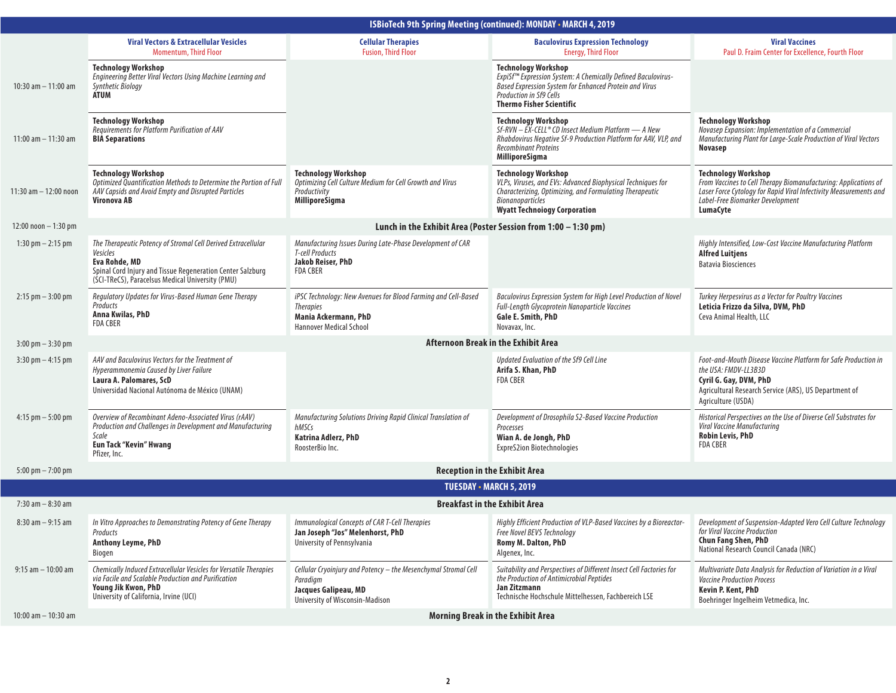## ISBioTech 9th Spring Meeting (continued): MONDAY • MARCH 4, 2019

| | Viral Vectors & Extracellular Vesicles<br>Momentum, Third Floor | Cellular Therapies<br>Fusion, Third Floor | Baculovirus Expression Technology<br>Energy, Third Floor | Viral Vaccines<br>Paul D. Fraim Center for Excellence, Fourth Floor |
|---|---|---|---|---|
| 10:30 am – 11:00 am | **Technology Workshop**<br>*Engineering Better Viral Vectors Using Machine Learning and Synthetic Biology*<br>**ATUM** | | **Technology Workshop**<br>*ExpiSf™ Expression System: A Chemically Defined Baculovirus-Based Expression System for Enhanced Protein and Virus Production in Sf9 Cells*<br>**Thermo Fisher Scientific** | |
| 11:00 am – 11:30 am | **Technology Workshop**<br>*Requirements for Platform Purification of AAV*<br>**BIA Separations** | | **Technology Workshop**<br>*Sf-RVN – EX-CELL® CD Insect Medium Platform — A New Rhabdovirus Negative Sf-9 Production Platform for AAV, VLP, and Recombinant Proteins*<br>**MilliporeSigma** | **Technology Workshop**<br>*Novasep Expansion: Implementation of a Commercial Manufacturing Plant for Large-Scale Production of Viral Vectors*<br>**Novasep** |
| 11:30 am – 12:00 noon | **Technology Workshop**<br>*Optimized Quantification Methods to Determine the Portion of Full AAV Capsids and Avoid Empty and Disrupted Particles*<br>**Vironova AB** | **Technology Workshop**<br>*Optimizing Cell Culture Medium for Cell Growth and Virus Productivity*<br>**MilliporeSigma** | **Technology Workshop**<br>*VLPs, Viruses, and EVs: Advanced Biophysical Techniques for Characterizing, Optimizing, and Formulating Therapeutic Bionanoparticles*<br>**Wyatt Technoiogy Corporation** | **Technology Workshop**<br>*From Vaccines to Cell Therapy Biomanufacturing: Applications of Laser Force Cytology for Rapid Viral Infectivity Measurements and Label-Free Biomarker Development*<br>**LumaCyte** |
| 12:00 noon – 1:30 pm | **Lunch in the Exhibit Area (Poster Session from 1:00 – 1:30 pm)** | | | |
| 1:30 pm – 2:15 pm | *The Therapeutic Potency of Stromal Cell Derived Extracellular Vesicles*<br>**Eva Rohde, MD**<br>Spinal Cord Injury and Tissue Regeneration Center Salzburg (SCI-TReCS), Paracelsus Medical University (PMU) | *Manufacturing Issues During Late-Phase Development of CAR T-cell Products*<br>**Jakob Reiser, PhD**<br>FDA CBER | | *Highly Intensified, Low-Cost Vaccine Manufacturing Platform*<br>**Alfred Luitjens**<br>Batavia Biosciences |
| 2:15 pm – 3:00 pm | *Regulatory Updates for Virus-Based Human Gene Therapy Products*<br>**Anna Kwilas, PhD**<br>FDA CBER | *iPSC Technology: New Avenues for Blood Farming and Cell-Based Therapies*<br>**Mania Ackermann, PhD**<br>Hannover Medical School | *Baculovirus Expression System for High Level Production of Novel Full-Length Glycoprotein Nanoparticle Vaccines*<br>**Gale E. Smith, PhD**<br>Novavax, Inc. | *Turkey Herpesvirus as a Vector for Poultry Vaccines*<br>**Leticia Frizzo da Silva, DVM, PhD**<br>Ceva Animal Health, LLC |
| 3:00 pm – 3:30 pm | **Afternoon Break in the Exhibit Area** | | | |
| 3:30 pm – 4:15 pm | *AAV and Baculovirus Vectors for the Treatment of Hyperammonemia Caused by Liver Failure*<br>**Laura A. Palomares, ScD**<br>Universidad Nacional Autónoma de México (UNAM) | | *Updated Evaluation of the Sf9 Cell Line*<br>**Arifa S. Khan, PhD**<br>FDA CBER | *Foot-and-Mouth Disease Vaccine Platform for Safe Production in the USA: FMDV-LL3B3D*<br>**Cyril G. Gay, DVM, PhD**<br>Agricultural Research Service (ARS), US Department of Agriculture (USDA) |
| 4:15 pm – 5:00 pm | *Overview of Recombinant Adeno-Associated Virus (rAAV) Production and Challenges in Development and Manufacturing Scale*<br>**Eun Tack "Kevin" Hwang**<br>Pfizer, Inc. | *Manufacturing Solutions Driving Rapid Clinical Translation of hMSCs*<br>**Katrina Adlerz, PhD**<br>RoosterBio Inc. | *Development of Drosophila S2-Based Vaccine Production Processes*<br>**Wian A. de Jongh, PhD**<br>ExpreS2ion Biotechnologies | *Historical Perspectives on the Use of Diverse Cell Substrates for Viral Vaccine Manufacturing*<br>**Robin Levis, PhD**<br>FDA CBER |
| 5:00 pm – 7:00 pm | **Reception in the Exhibit Area** | | | |

## TUESDAY • MARCH 5, 2019

| | Viral Vectors & Extracellular Vesicles | Cellular Therapies | Baculovirus Expression Technology | Viral Vaccines |
|---|---|---|---|---|
| 7:30 am – 8:30 am | **Breakfast in the Exhibit Area** | | | |
| 8:30 am – 9:15 am | *In Vitro Approaches to Demonstrating Potency of Gene Therapy Products*<br>**Anthony Leyme, PhD**<br>Biogen | *Immunological Concepts of CAR T-Cell Therapies*<br>**Jan Joseph "Jos" Melenhorst, PhD**<br>University of Pennsylvania | *Highly Efficient Production of VLP-Based Vaccines by a Bioreactor-Free Novel BEVS Technology*<br>**Romy M. Dalton, PhD**<br>Algenex, Inc. | *Development of Suspension-Adapted Vero Cell Culture Technology for Viral Vaccine Production*<br>**Chun Fang Shen, PhD**<br>National Research Council Canada (NRC) |
| 9:15 am – 10:00 am | *Chemically Induced Extracellular Vesicles for Versatile Therapies via Facile and Scalable Production and Purification*<br>**Young Jik Kwon, PhD**<br>University of California, Irvine (UCI) | *Cellular Cryoinjury and Potency – the Mesenchymal Stromal Cell Paradigm*<br>**Jacques Galipeau, MD**<br>University of Wisconsin-Madison | *Suitability and Perspectives of Different Insect Cell Factories for the Production of Antimicrobial Peptides*<br>**Jan Zitzmann**<br>Technische Hochschule Mittelhessen, Fachbereich LSE | *Multivariate Data Analysis for Reduction of Variation in a Viral Vaccine Production Process*<br>**Kevin P. Kent, PhD**<br>Boehringer Ingelheim Vetmedica, Inc. |
| 10:00 am – 10:30 am | **Morning Break in the Exhibit Area** | | | |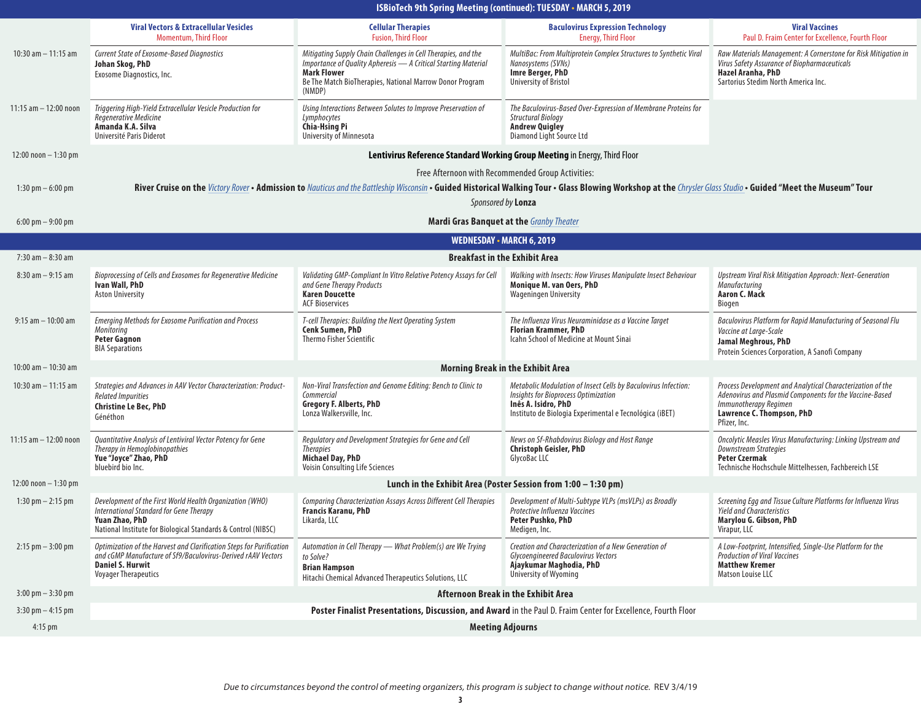## ISBioTech 9th Spring Meeting (continued): TUESDAY • MARCH 5, 2019

| | Viral Vectors & Extracellular Vesicles<br>Momentum, Third Floor | Cellular Therapies<br>Fusion, Third Floor | Baculovirus Expression Technology<br>Energy, Third Floor | Viral Vaccines<br>Paul D. Fraim Center for Excellence, Fourth Floor |
|---|---|---|---|---|
| 10:30 am – 11:15 am | *Current State of Exosome-Based Diagnostics*<br>**Johan Skog, PhD**<br>Exosome Diagnostics, Inc. | *Mitigating Supply Chain Challenges in Cell Therapies, and the Importance of Quality Apheresis — A Critical Starting Material*<br>**Mark Flower**<br>Be The Match BioTherapies, National Marrow Donor Program (NMDP) | *MultiBac: From Multiprotein Complex Structures to Synthetic Viral Nanosystems (SVNs)*<br>**Imre Berger, PhD**<br>University of Bristol | *Raw Materials Management: A Cornerstone for Risk Mitigation in Virus Safety Assurance of Biopharmaceuticals*<br>**Hazel Aranha, PhD**<br>Sartorius Stedim North America Inc. |
| 11:15 am – 12:00 noon | *Triggering High-Yield Extracellular Vesicle Production for Regenerative Medicine*<br>**Amanda K.A. Silva**<br>Université Paris Diderot | *Using Interactions Between Solutes to Improve Preservation of Lymphocytes*<br>**Chia-Hsing Pi**<br>University of Minnesota | *The Baculovirus-Based Over-Expression of Membrane Proteins for Structural Biology*<br>**Andrew Quigley**<br>Diamond Light Source Ltd | |
| 12:00 noon – 1:30 pm | **Lentivirus Reference Standard Working Group Meeting** in Energy, Third Floor | | | |
| 1:30 pm – 6:00 pm | Free Afternoon with Recommended Group Activities:<br>**River Cruise on the** *Victory Rover* **• Admission to** *Nauticus and the Battleship Wisconsin* **• Guided Historical Walking Tour • Glass Blowing Workshop at the** *Chrysler Glass Studio* **• Guided "Meet the Museum" Tour**<br>*Sponsored by* **Lonza** | | | |
| 6:00 pm – 9:00 pm | **Mardi Gras Banquet at the** *Granby Theater* | | | |

## WEDNESDAY • MARCH 6, 2019

| | | | | |
|---|---|---|---|---|
| 7:30 am – 8:30 am | **Breakfast in the Exhibit Area** | | | |
| 8:30 am – 9:15 am | *Bioprocessing of Cells and Exosomes for Regenerative Medicine*<br>**Ivan Wall, PhD**<br>Aston University | *Validating GMP-Compliant In Vitro Relative Potency Assays for Cell and Gene Therapy Products*<br>**Karen Doucette**<br>ACF Bioservices | *Walking with Insects: How Viruses Manipulate Insect Behaviour*<br>**Monique M. van Oers, PhD**<br>Wageningen University | *Upstream Viral Risk Mitigation Approach: Next-Generation Manufacturing*<br>**Aaron C. Mack**<br>Biogen |
| 9:15 am – 10:00 am | *Emerging Methods for Exosome Purification and Process Monitoring*<br>**Peter Gagnon**<br>BIA Separations | *T-cell Therapies: Building the Next Operating System*<br>**Cenk Sumen, PhD**<br>Thermo Fisher Scientific | *The Influenza Virus Neuraminidase as a Vaccine Target*<br>**Florian Krammer, PhD**<br>Icahn School of Medicine at Mount Sinai | *Baculovirus Platform for Rapid Manufacturing of Seasonal Flu Vaccine at Large-Scale*<br>**Jamal Meghrous, PhD**<br>Protein Sciences Corporation, A Sanofi Company |
| 10:00 am – 10:30 am | **Morning Break in the Exhibit Area** | | | |
| 10:30 am – 11:15 am | *Strategies and Advances in AAV Vector Characterization: Product-Related Impurities*<br>**Christine Le Bec, PhD**<br>Généthon | *Non-Viral Transfection and Genome Editing: Bench to Clinic to Commercial*<br>**Gregory F. Alberts, PhD**<br>Lonza Walkersville, Inc. | *Metabolic Modulation of Insect Cells by Baculovirus Infection: Insights for Bioprocess Optimization*<br>**Inês A. Isidro, PhD**<br>Instituto de Biologia Experimental e Tecnológica (iBET) | *Process Development and Analytical Characterization of the Adenovirus and Plasmid Components for the Vaccine-Based Immunotherapy Regimen*<br>**Lawrence C. Thompson, PhD**<br>Pfizer, Inc. |
| 11:15 am – 12:00 noon | *Quantitative Analysis of Lentiviral Vector Potency for Gene Therapy in Hemoglobinopathies*<br>**Yue "Joyce" Zhao, PhD**<br>bluebird bio Inc. | *Regulatory and Development Strategies for Gene and Cell Therapies*<br>**Michael Day, PhD**<br>Voisin Consulting Life Sciences | *News on Sf-Rhabdovirus Biology and Host Range*<br>**Christoph Geisler, PhD**<br>GlycoBac LLC | *Oncolytic Measles Virus Manufacturing: Linking Upstream and Downstream Strategies*<br>**Peter Czermak**<br>Technische Hochschule Mittelhessen, Fachbereich LSE |
| 12:00 noon – 1:30 pm | **Lunch in the Exhibit Area (Poster Session from 1:00 – 1:30 pm)** | | | |
| 1:30 pm – 2:15 pm | *Development of the First World Health Organization (WHO) International Standard for Gene Therapy*<br>**Yuan Zhao, PhD**<br>National Institute for Biological Standards & Control (NIBSC) | *Comparing Characterization Assays Across Different Cell Therapies*<br>**Francis Karanu, PhD**<br>Likarda, LLC | *Development of Multi-Subtype VLPs (msVLPs) as Broadly Protective Influenza Vaccines*<br>**Peter Pushko, PhD**<br>Medigen, Inc. | *Screening Egg and Tissue Culture Platforms for Influenza Virus Yield and Characteristics*<br>**Marylou G. Gibson, PhD**<br>Virapur, LLC |
| 2:15 pm – 3:00 pm | *Optimization of the Harvest and Clarification Steps for Purification and cGMP Manufacture of Sf9/Baculovirus-Derived rAAV Vectors*<br>**Daniel S. Hurwit**<br>Voyager Therapeutics | *Automation in Cell Therapy — What Problem(s) are We Trying to Solve?*<br>**Brian Hampson**<br>Hitachi Chemical Advanced Therapeutics Solutions, LLC | *Creation and Characterization of a New Generation of Glycoengineered Baculovirus Vectors*<br>**Ajaykumar Maghodia, PhD**<br>University of Wyoming | *A Low-Footprint, Intensified, Single-Use Platform for the Production of Viral Vaccines*<br>**Matthew Kremer**<br>Matson Louise LLC |
| 3:00 pm – 3:30 pm | **Afternoon Break in the Exhibit Area** | | | |
| 3:30 pm – 4:15 pm | **Poster Finalist Presentations, Discussion, and Award** in the Paul D. Fraim Center for Excellence, Fourth Floor | | | |
| 4:15 pm | **Meeting Adjourns** | | | |

*Due to circumstances beyond the control of meeting organizers, this program is subject to change without notice.* REV 3/4/19